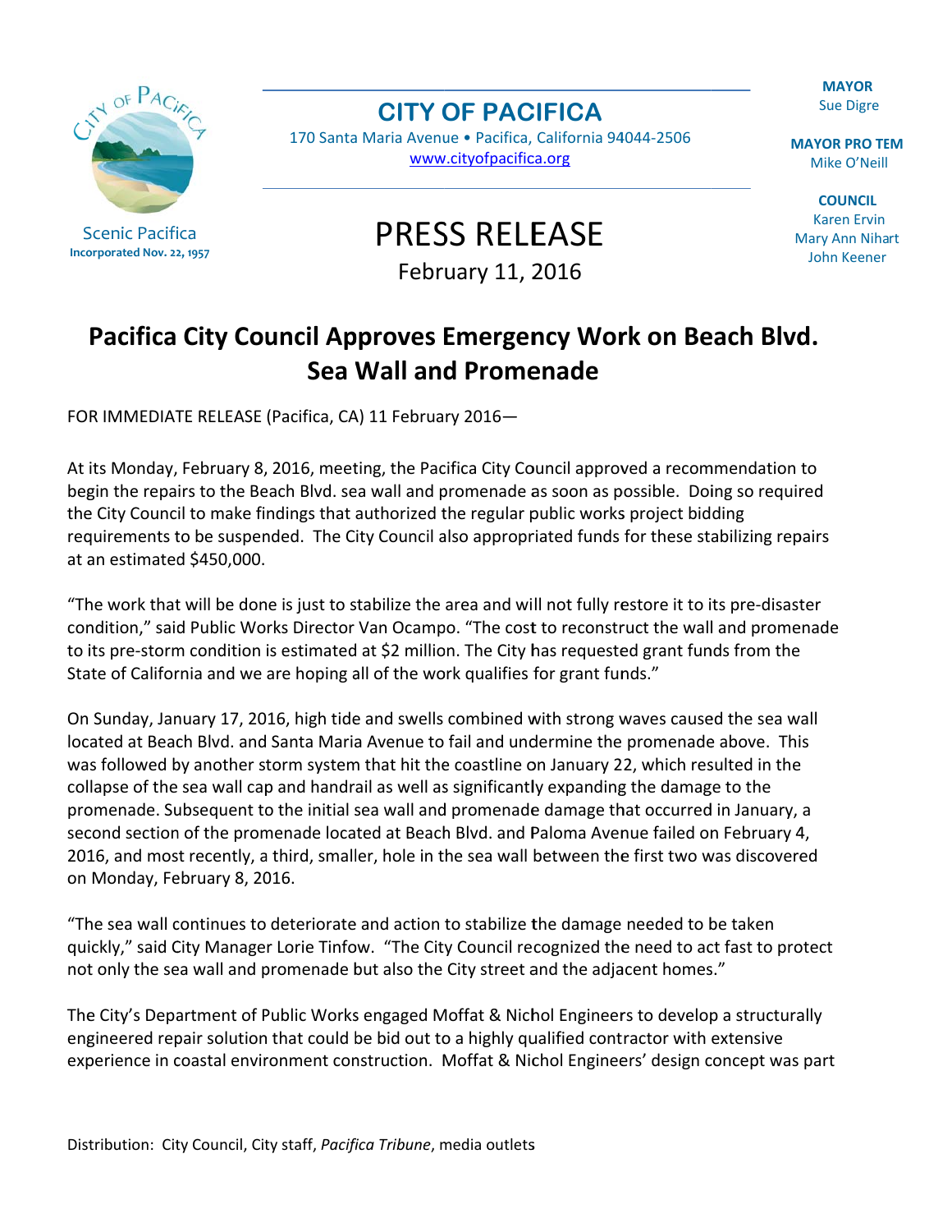Scenic Pacifica
Incorporated Nov. 22, 1957

**CITY OF PACIFICA**
170 Santa Maria Avenue • Pacifica, California 94044-2506
www.cityofpacifica.org

**MAYOR**
Sue Digre

**MAYOR PRO TEM**
Mike O'Neill

**COUNCIL**
Karen Ervin
Mary Ann Nihart
John Keener

# PRESS RELEASE

February 11, 2016

## Pacifica City Council Approves Emergency Work on Beach Blvd. Sea Wall and Promenade

FOR IMMEDIATE RELEASE (Pacifica, CA) 11 February 2016—

At its Monday, February 8, 2016, meeting, the Pacifica City Council approved a recommendation to begin the repairs to the Beach Blvd. sea wall and promenade as soon as possible. Doing so required the City Council to make findings that authorized the regular public works project bidding requirements to be suspended. The City Council also appropriated funds for these stabilizing repairs at an estimated $450,000.

"The work that will be done is just to stabilize the area and will not fully restore it to its pre-disaster condition," said Public Works Director Van Ocampo. "The cost to reconstruct the wall and promenade to its pre-storm condition is estimated at $2 million. The City has requested grant funds from the State of California and we are hoping all of the work qualifies for grant funds."

On Sunday, January 17, 2016, high tide and swells combined with strong waves caused the sea wall located at Beach Blvd. and Santa Maria Avenue to fail and undermine the promenade above. This was followed by another storm system that hit the coastline on January 22, which resulted in the collapse of the sea wall cap and handrail as well as significantly expanding the damage to the promenade. Subsequent to the initial sea wall and promenade damage that occurred in January, a second section of the promenade located at Beach Blvd. and Paloma Avenue failed on February 4, 2016, and most recently, a third, smaller, hole in the sea wall between the first two was discovered on Monday, February 8, 2016.

"The sea wall continues to deteriorate and action to stabilize the damage needed to be taken quickly," said City Manager Lorie Tinfow. "The City Council recognized the need to act fast to protect not only the sea wall and promenade but also the City street and the adjacent homes."

The City's Department of Public Works engaged Moffat & Nichol Engineers to develop a structurally engineered repair solution that could be bid out to a highly qualified contractor with extensive experience in coastal environment construction. Moffat & Nichol Engineers' design concept was part

Distribution: City Council, City staff, *Pacifica Tribune*, media outlets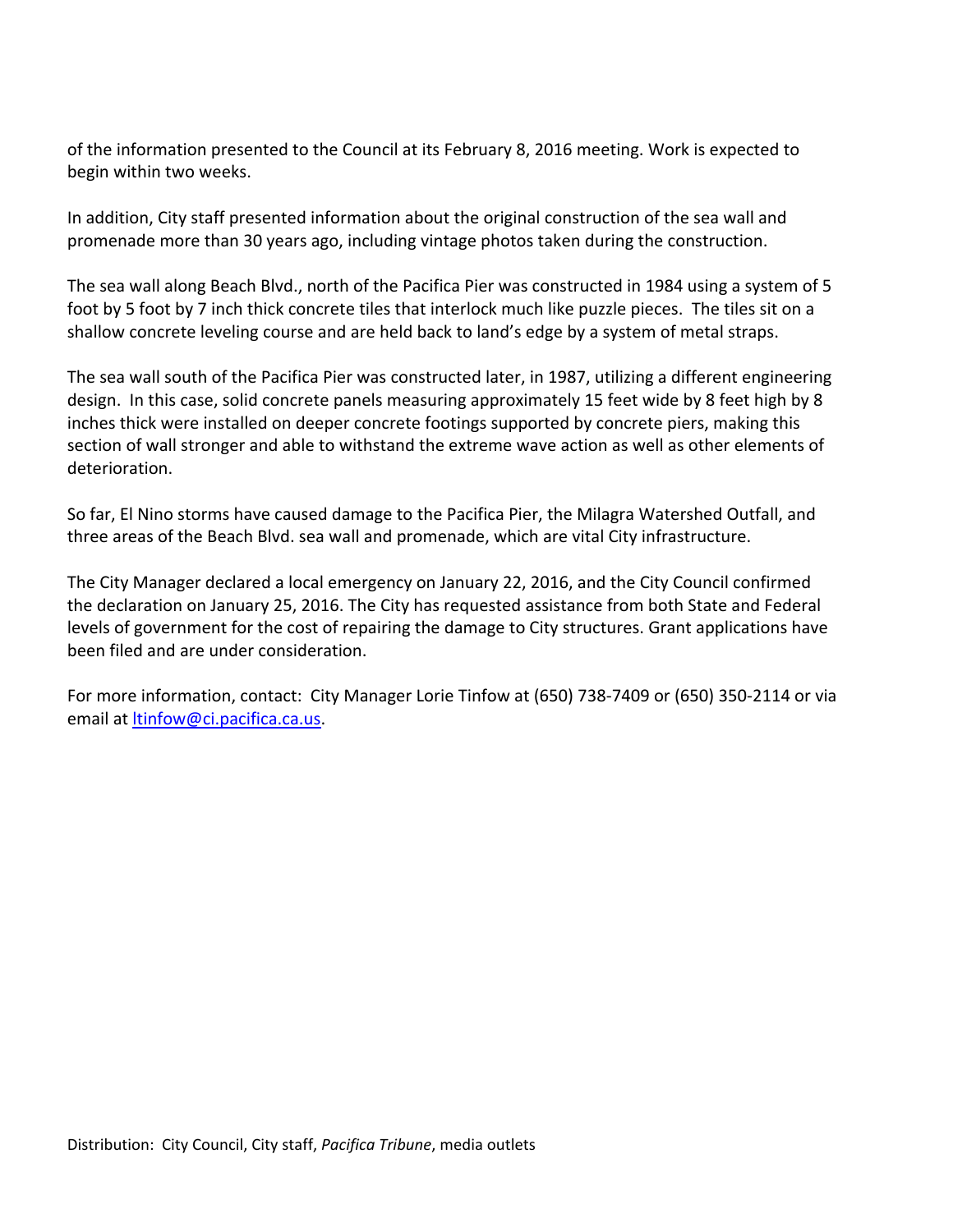of the information presented to the Council at its February 8, 2016 meeting. Work is expected to begin within two weeks.

In addition, City staff presented information about the original construction of the sea wall and promenade more than 30 years ago, including vintage photos taken during the construction.

The sea wall along Beach Blvd., north of the Pacifica Pier was constructed in 1984 using a system of 5 foot by 5 foot by 7 inch thick concrete tiles that interlock much like puzzle pieces. The tiles sit on a shallow concrete leveling course and are held back to land's edge by a system of metal straps.

The sea wall south of the Pacifica Pier was constructed later, in 1987, utilizing a different engineering design. In this case, solid concrete panels measuring approximately 15 feet wide by 8 feet high by 8 inches thick were installed on deeper concrete footings supported by concrete piers, making this section of wall stronger and able to withstand the extreme wave action as well as other elements of deterioration.

So far, El Nino storms have caused damage to the Pacifica Pier, the Milagra Watershed Outfall, and three areas of the Beach Blvd. sea wall and promenade, which are vital City infrastructure.

The City Manager declared a local emergency on January 22, 2016, and the City Council confirmed the declaration on January 25, 2016. The City has requested assistance from both State and Federal levels of government for the cost of repairing the damage to City structures. Grant applications have been filed and are under consideration.

For more information, contact: City Manager Lorie Tinfow at (650) 738-7409 or (650) 350-2114 or via email at ltinfow@ci.pacifica.ca.us.

Distribution: City Council, City staff, *Pacifica Tribune*, media outlets